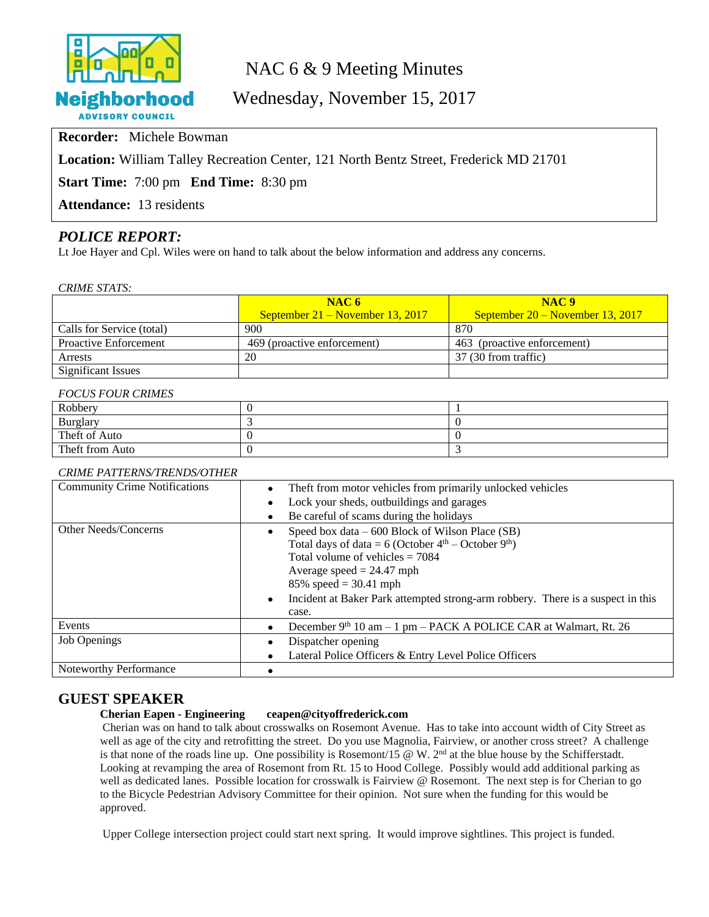# NAC 6 & 9 Meeting Minutes

## Wednesday, November 15, 2017

**Recorder:** Michele Bowman

**Location:** William Talley Recreation Center, 121 North Bentz Street, Frederick MD 21701

**Start Time:** 7:00 pm **End Time:** 8:30 pm

**Attendance:** 13 residents

## *POLICE REPORT:*

Lt Joe Hayer and Cpl. Wiles were on hand to talk about the below information and address any concerns.

*CRIME STATS:*

| | **NAC 6** September 21 – November 13, 2017 | **NAC 9** September 20 – November 13, 2017 |
|---|---|---|
| Calls for Service (total) | 900 | 870 |
| Proactive Enforcement | 469 (proactive enforcement) | 463 (proactive enforcement) |
| Arrests | 20 | 37 (30 from traffic) |
| Significant Issues | | |

*FOCUS FOUR CRIMES*

| | | |
|---|---|---|
| Robbery | 0 | 1 |
| Burglary | 3 | 0 |
| Theft of Auto | 0 | 0 |
| Theft from Auto | 0 | 3 |

*CRIME PATTERNS/TRENDS/OTHER*

| | |
|---|---|
| Community Crime Notifications | • Theft from motor vehicles from primarily unlocked vehicles<br>• Lock your sheds, outbuildings and garages<br>• Be careful of scams during the holidays |
| Other Needs/Concerns | • Speed box data – 600 Block of Wilson Place (SB)<br>Total days of data = 6 (October 4th – October 9th)<br>Total volume of vehicles = 7084<br>Average speed = 24.47 mph<br>85% speed = 30.41 mph<br>• Incident at Baker Park attempted strong-arm robbery. There is a suspect in this case. |
| Events | • December 9th 10 am – 1 pm – PACK A POLICE CAR at Walmart, Rt. 26 |
| Job Openings | • Dispatcher opening<br>• Lateral Police Officers & Entry Level Police Officers |
| Noteworthy Performance | • |

## GUEST SPEAKER

**Cherian Eapen - Engineering ceapen@cityoffrederick.com**

Cherian was on hand to talk about crosswalks on Rosemont Avenue. Has to take into account width of City Street as well as age of the city and retrofitting the street. Do you use Magnolia, Fairview, or another cross street? A challenge is that none of the roads line up. One possibility is Rosemont/15 @ W. 2nd at the blue house by the Schifferstadt. Looking at revamping the area of Rosemont from Rt. 15 to Hood College. Possibly would add additional parking as well as dedicated lanes. Possible location for crosswalk is Fairview @ Rosemont. The next step is for Cherian to go to the Bicycle Pedestrian Advisory Committee for their opinion. Not sure when the funding for this would be approved.

Upper College intersection project could start next spring. It would improve sightlines. This project is funded.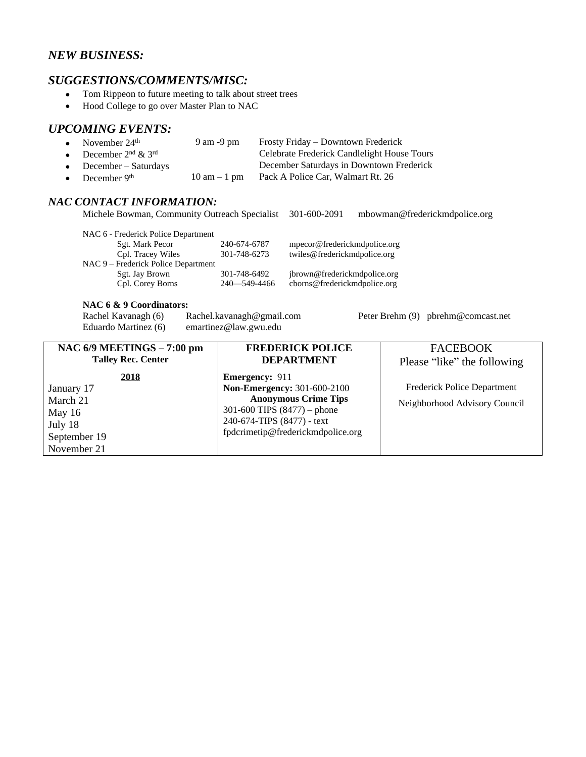## *NEW BUSINESS:*

## *SUGGESTIONS/COMMENTS/MISC:*

- Tom Rippeon to future meeting to talk about street trees
- Hood College to go over Master Plan to NAC

## *UPCOMING EVENTS:*

| | | |
|---|---|---|
| • November 24th | 9 am -9 pm | Frosty Friday – Downtown Frederick |
| • December 2nd & 3rd | | Celebrate Frederick Candlelight House Tours |
| • December – Saturdays | | December Saturdays in Downtown Frederick |
| • December 9th | 10 am – 1 pm | Pack A Police Car, Walmart Rt. 26 |

## *NAC CONTACT INFORMATION:*

Michele Bowman, Community Outreach Specialist 301-600-2091 mbowman@frederickmdpolice.org

| | | |
|---|---|---|
| NAC 6 - Frederick Police Department | | |
| Sgt. Mark Pecor | 240-674-6787 | mpecor@frederickmdpolice.org |
| Cpl. Tracey Wiles | 301-748-6273 | twiles@frederickmdpolice.org |
| NAC 9 – Frederick Police Department | | |
| Sgt. Jay Brown | 301-748-6492 | jbrown@frederickmdpolice.org |
| Cpl. Corey Borns | 240—549-4466 | cborns@frederickmdpolice.org |

**NAC 6 & 9 Coordinators:**

Rachel Kavanagh (6) Rachel.kavanagh@gmail.com

Eduardo Martinez (6) emartinez@law.gwu.edu

Peter Brehm (9) pbrehm@comcast.net

| NAC 6/9 MEETINGS – 7:00 pm<br>Talley Rec. Center | FREDERICK POLICE DEPARTMENT | FACEBOOK<br>Please "like" the following |
|---|---|---|
| **2018**<br>January 17<br>March 21<br>May 16<br>July 18<br>September 19<br>November 21 | **Emergency:** 911<br>**Non-Emergency:** 301-600-2100<br>**Anonymous Crime Tips**<br>301-600 TIPS (8477) – phone<br>240-674-TIPS (8477) - text<br>fpdcrimetip@frederickmdpolice.org | Frederick Police Department<br>Neighborhood Advisory Council |